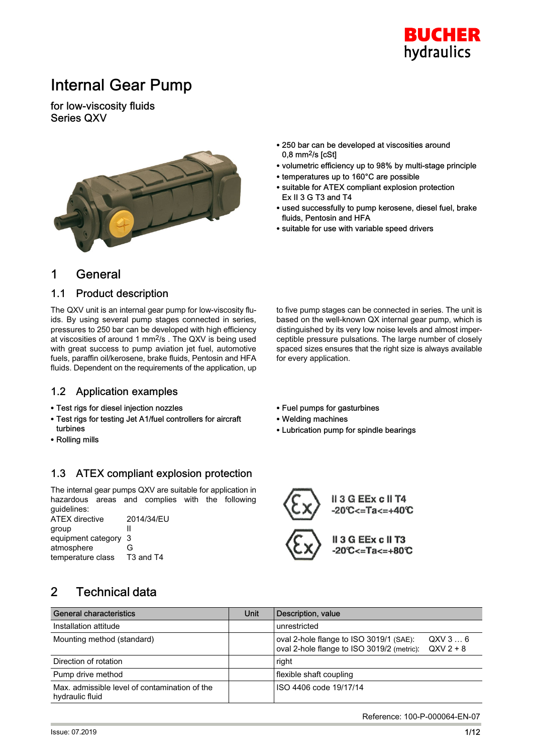# Internal Gear Pump

for low-viscosity fluids
Series QXV

- 250 bar can be developed at viscosities around 0,8 $mm^2/s$ [cSt]
- volumetric efficiency up to 98% by multi-stage principle
- temperatures up to 160°C are possible
- suitable for ATEX compliant explosion protection Ex II 3 G T3 and T4
- used successfully to pump kerosene, diesel fuel, brake fluids, Pentosin and HFA
- suitable for use with variable speed drivers

## 1 General

### 1.1 Product description

The QXV unit is an internal gear pump for low-viscosity fluids. By using several pump stages connected in series, pressures to 250 bar can be developed with high efficiency at viscosities of around 1 $mm^2/s$ . The QXV is being used with great success to pump aviation jet fuel, automotive fuels, paraffin oil/kerosene, brake fluids, Pentosin and HFA fluids. Dependent on the requirements of the application, up to five pump stages can be connected in series. The unit is based on the well-known QX internal gear pump, which is distinguished by its very low noise levels and almost imperceptible pressure pulsations. The large number of closely spaced sizes ensures that the right size is always available for every application.

### 1.2 Application examples

- Test rigs for diesel injection nozzles
- Test rigs for testing Jet A1/fuel controllers for aircraft turbines
- Rolling mills
- Fuel pumps for gasturbines
- Welding machines
- Lubrication pump for spindle bearings

### 1.3 ATEX compliant explosion protection

The internal gear pumps QXV are suitable for application in hazardous areas and complies with the following guidelines:

| | |
|---|---|
| ATEX directive | 2014/34/EU |
| group | II |
| equipment category | 3 |
| atmosphere | G |
| temperature class | T3 and T4 |

II 3 G EEx c II T4
-20℃<=Ta<=+40℃

II 3 G EEx c II T3
-20℃<=Ta<=+80℃

## 2 Technical data

| General characteristics | Unit | Description, value |
|---|---|---|
| Installation attitude | | unrestricted |
| Mounting method (standard) | | oval 2-hole flange to ISO 3019/1 (SAE): QXV 3 … 6<br>oval 2-hole flange to ISO 3019/2 (metric): QXV 2 + 8 |
| Direction of rotation | | right |
| Pump drive method | | flexible shaft coupling |
| Max. admissible level of contamination of the hydraulic fluid | | ISO 4406 code 19/17/14 |

Reference: 100-P-000064-EN-07

Issue: 07.2019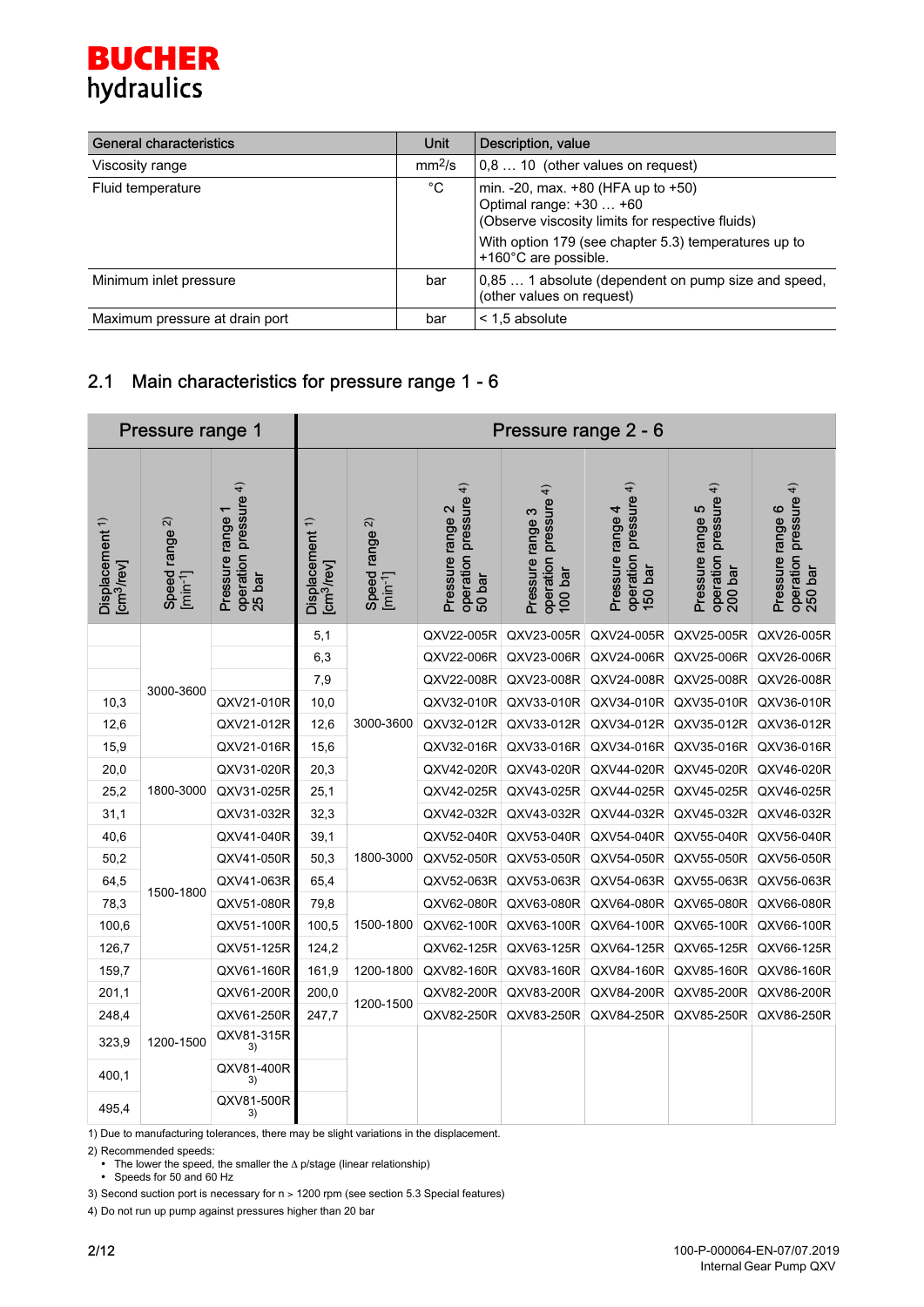| General characteristics | Unit | Description, value |
|---|---|---|
| Viscosity range | $mm^2/s$ | 0,8 … 10 (other values on request) |
| Fluid temperature | °C | min. -20, max. +80 (HFA up to +50)<br>Optimal range: +30 … +60<br>(Observe viscosity limits for respective fluids)<br>With option 179 (see chapter 5.3) temperatures up to +160°C are possible. |
| Minimum inlet pressure | bar | 0,85 … 1 absolute (dependent on pump size and speed, (other values on request) |
| Maximum pressure at drain port | bar | < 1,5 absolute |

## 2.1 Main characteristics for pressure range 1 - 6

| Pressure range 1 | | | Pressure range 2 - 6 | | | | | | |
|---|---|---|---|---|---|---|---|---|---|
| Displacement [1] [$cm^3$/rev] | Speed range [2] [$min^{-1}$] | Pressure range 1 operation pressure [4] 25 bar | Displacement [1] [$cm^3$/rev] | Speed range [2] [$min^{-1}$] | Pressure range 2 operation pressure [4] 50 bar | Pressure range 3 operation pressure [4] 100 bar | Pressure range 4 operation pressure [4] 150 bar | Pressure range 5 operation pressure [4] 200 bar | Pressure range 6 operation pressure [4] 250 bar |
| | 3000-3600 | | 5,1 | 3000-3600 | QXV22-005R | QXV23-005R | QXV24-005R | QXV25-005R | QXV26-005R |
| | | | 6,3 | | QXV22-006R | QXV23-006R | QXV24-006R | QXV25-006R | QXV26-006R |
| | | | 7,9 | | QXV22-008R | QXV23-008R | QXV24-008R | QXV25-008R | QXV26-008R |
| 10,3 | | QXV21-010R | 10,0 | | QXV32-010R | QXV33-010R | QXV34-010R | QXV35-010R | QXV36-010R |
| 12,6 | | QXV21-012R | 12,6 | | QXV32-012R | QXV33-012R | QXV34-012R | QXV35-012R | QXV36-012R |
| 15,9 | | QXV21-016R | 15,6 | | QXV32-016R | QXV33-016R | QXV34-016R | QXV35-016R | QXV36-016R |
| 20,0 | 1800-3000 | QXV31-020R | 20,3 | | QXV42-020R | QXV43-020R | QXV44-020R | QXV45-020R | QXV46-020R |
| 25,2 | | QXV31-025R | 25,1 | | QXV42-025R | QXV43-025R | QXV44-025R | QXV45-025R | QXV46-025R |
| 31,1 | | QXV31-032R | 32,3 | | QXV42-032R | QXV43-032R | QXV44-032R | QXV45-032R | QXV46-032R |
| 40,6 | 1500-1800 | QXV41-040R | 39,1 | 1800-3000 | QXV52-040R | QXV53-040R | QXV54-040R | QXV55-040R | QXV56-040R |
| 50,2 | | QXV41-050R | 50,3 | | QXV52-050R | QXV53-050R | QXV54-050R | QXV55-050R | QXV56-050R |
| 64,5 | | QXV41-063R | 65,4 | | QXV52-063R | QXV53-063R | QXV54-063R | QXV55-063R | QXV56-063R |
| 78,3 | | QXV51-080R | 79,8 | 1500-1800 | QXV62-080R | QXV63-080R | QXV64-080R | QXV65-080R | QXV66-080R |
| 100,6 | | QXV51-100R | 100,5 | | QXV62-100R | QXV63-100R | QXV64-100R | QXV65-100R | QXV66-100R |
| 126,7 | | QXV51-125R | 124,2 | | QXV62-125R | QXV63-125R | QXV64-125R | QXV65-125R | QXV66-125R |
| 159,7 | 1200-1500 | QXV61-160R | 161,9 | 1200-1800 | QXV82-160R | QXV83-160R | QXV84-160R | QXV85-160R | QXV86-160R |
| 201,1 | | QXV61-200R | 200,0 | 1200-1500 | QXV82-200R | QXV83-200R | QXV84-200R | QXV85-200R | QXV86-200R |
| 248,4 | | QXV61-250R | 247,7 | | QXV82-250R | QXV83-250R | QXV84-250R | QXV85-250R | QXV86-250R |
| 323,9 | | QXV81-315R [3] | | | | | | | |
| 400,1 | | QXV81-400R [3] | | | | | | | |
| 495,4 | | QXV81-500R [3] | | | | | | | |

1) Due to manufacturing tolerances, there may be slight variations in the displacement.

2) Recommended speeds:
- The lower the speed, the smaller the Δ p/stage (linear relationship)
- Speeds for 50 and 60 Hz

3) Second suction port is necessary for n > 1200 rpm (see section 5.3 Special features)

4) Do not run up pump against pressures higher than 20 bar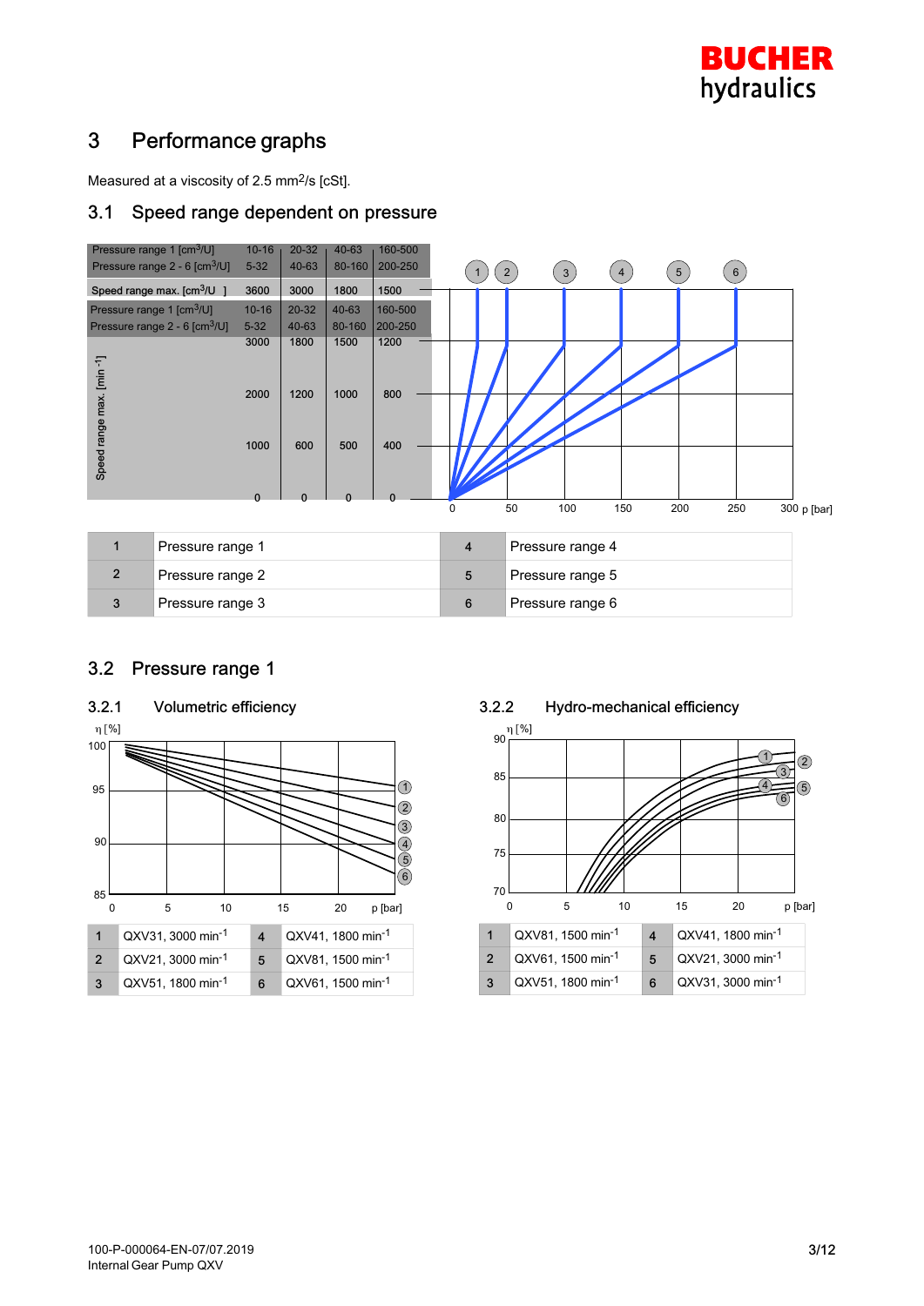# 3 Performance graphs

Measured at a viscosity of 2.5 mm²/s [cSt].

## 3.1 Speed range dependent on pressure

| Pressure range 1 [cm³/U] | 10-16 | 20-32 | 40-63 | 160-500 |
|---|---|---|---|---|
| Pressure range 2 - 6 [cm³/U] | 5-32 | 40-63 | 80-160 | 200-250 |
| Speed range max. [cm³/U] | 3600 | 3000 | 1800 | 1500 |

| Pressure range 1 [cm³/U] | 10-16 | 20-32 | 40-63 | 160-500 |
|---|---|---|---|---|
| Pressure range 2 - 6 [cm³/U] | 5-32 | 40-63 | 80-160 | 200-250 |
| Speed range max. [min⁻¹] | 3000 | 1800 | 1500 | 1200 |
| | 2000 | 1200 | 1000 | 800 |
| | 1000 | 600 | 500 | 400 |
| | 0 | 0 | 0 | 0 |

| | | | |
|---|---|---|---|
| 1 | Pressure range 1 | 4 | Pressure range 4 |
| 2 | Pressure range 2 | 5 | Pressure range 5 |
| 3 | Pressure range 3 | 6 | Pressure range 6 |

## 3.2 Pressure range 1

### 3.2.1 Volumetric efficiency

| | | | |
|---|---|---|---|
| 1 | QXV31, 3000 min⁻¹ | 4 | QXV41, 1800 min⁻¹ |
| 2 | QXV21, 3000 min⁻¹ | 5 | QXV81, 1500 min⁻¹ |
| 3 | QXV51, 1800 min⁻¹ | 6 | QXV61, 1500 min⁻¹ |

### 3.2.2 Hydro-mechanical efficiency

| | | | |
|---|---|---|---|
| 1 | QXV81, 1500 min⁻¹ | 4 | QXV41, 1800 min⁻¹ |
| 2 | QXV61, 1500 min⁻¹ | 5 | QXV21, 3000 min⁻¹ |
| 3 | QXV51, 1800 min⁻¹ | 6 | QXV31, 3000 min⁻¹ |

100-P-000064-EN-07/07.2019
Internal Gear Pump QXV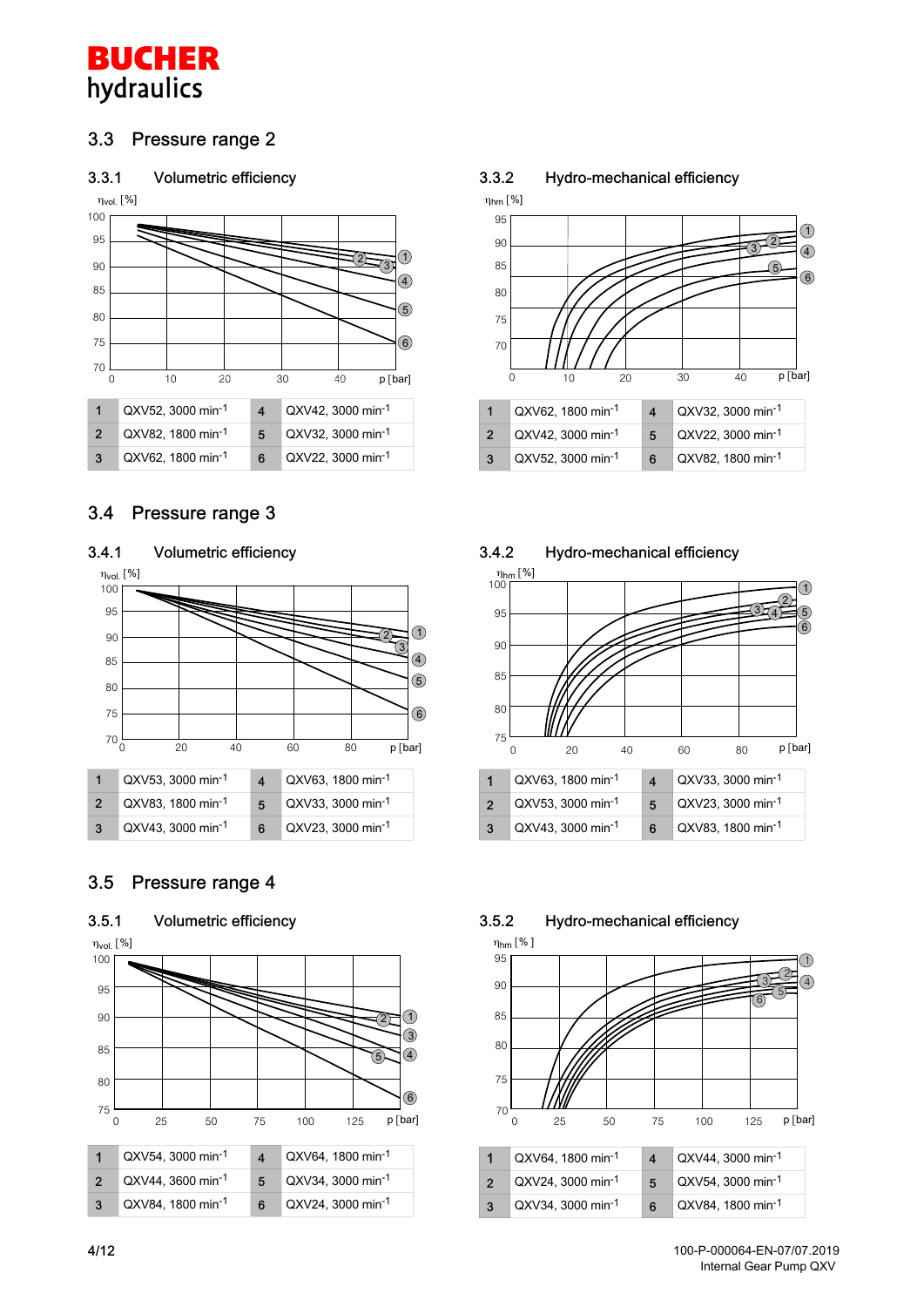## 3.3 Pressure range 2

### 3.3.1 Volumetric efficiency

| | | | |
|---|---|---|---|
| 1 | QXV52, 3000 min$^{-1}$ | 4 | QXV42, 3000 min$^{-1}$ |
| 2 | QXV82, 1800 min$^{-1}$ | 5 | QXV32, 3000 min$^{-1}$ |
| 3 | QXV62, 1800 min$^{-1}$ | 6 | QXV22, 3000 min$^{-1}$ |

### 3.3.2 Hydro-mechanical efficiency

| | | | |
|---|---|---|---|
| 1 | QXV62, 1800 min$^{-1}$ | 4 | QXV32, 3000 min$^{-1}$ |
| 2 | QXV42, 3000 min$^{-1}$ | 5 | QXV22, 3000 min$^{-1}$ |
| 3 | QXV52, 3000 min$^{-1}$ | 6 | QXV82, 1800 min$^{-1}$ |

## 3.4 Pressure range 3

### 3.4.1 Volumetric efficiency

| | | | |
|---|---|---|---|
| 1 | QXV53, 3000 min$^{-1}$ | 4 | QXV63, 1800 min$^{-1}$ |
| 2 | QXV83, 1800 min$^{-1}$ | 5 | QXV33, 3000 min$^{-1}$ |
| 3 | QXV43, 3000 min$^{-1}$ | 6 | QXV23, 3000 min$^{-1}$ |

### 3.4.2 Hydro-mechanical efficiency

| | | | |
|---|---|---|---|
| 1 | QXV63, 1800 min$^{-1}$ | 4 | QXV33, 3000 min$^{-1}$ |
| 2 | QXV53, 3000 min$^{-1}$ | 5 | QXV23, 3000 min$^{-1}$ |
| 3 | QXV43, 3000 min$^{-1}$ | 6 | QXV83, 1800 min$^{-1}$ |

## 3.5 Pressure range 4

### 3.5.1 Volumetric efficiency

| | | | |
|---|---|---|---|
| 1 | QXV54, 3000 min$^{-1}$ | 4 | QXV64, 1800 min$^{-1}$ |
| 2 | QXV44, 3600 min$^{-1}$ | 5 | QXV34, 3000 min$^{-1}$ |
| 3 | QXV84, 1800 min$^{-1}$ | 6 | QXV24, 3000 min$^{-1}$ |

### 3.5.2 Hydro-mechanical efficiency

| | | | |
|---|---|---|---|
| 1 | QXV64, 1800 min$^{-1}$ | 4 | QXV44, 3000 min$^{-1}$ |
| 2 | QXV24, 3000 min$^{-1}$ | 5 | QXV54, 3000 min$^{-1}$ |
| 3 | QXV34, 3000 min$^{-1}$ | 6 | QXV84, 1800 min$^{-1}$ |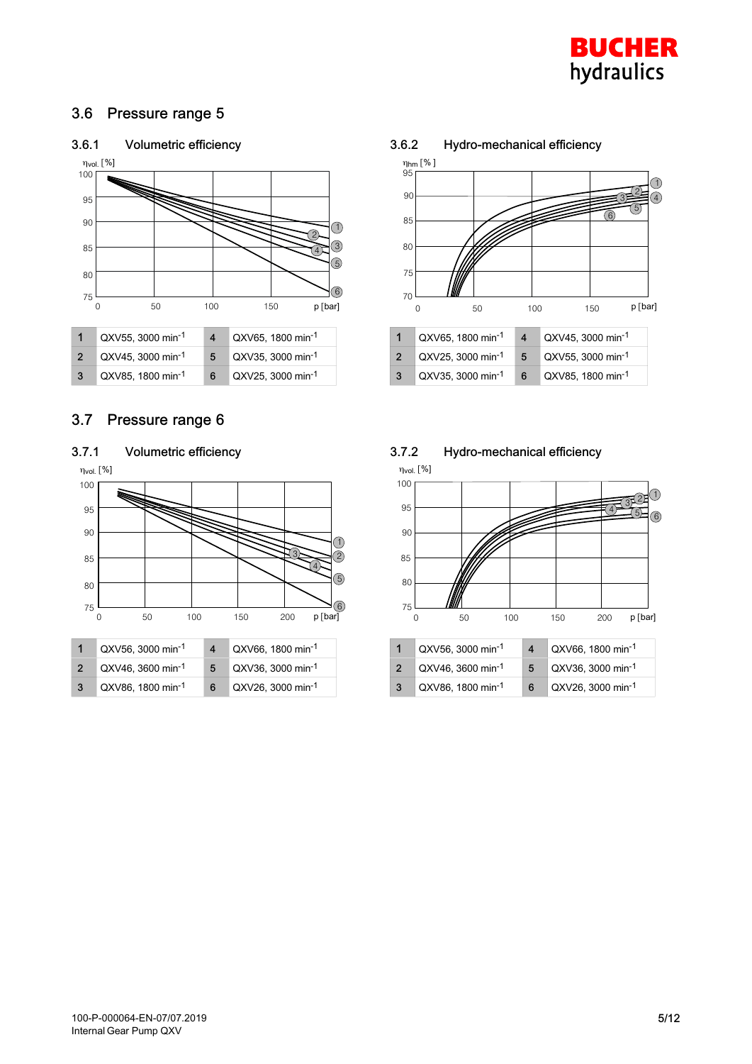## 3.6 Pressure range 5

### 3.6.1 Volumetric efficiency

| | | | |
|---|---|---|---|
| 1 | QXV55, 3000 min$^{-1}$ | 4 | QXV65, 1800 min$^{-1}$ |
| 2 | QXV45, 3000 min$^{-1}$ | 5 | QXV35, 3000 min$^{-1}$ |
| 3 | QXV85, 1800 min$^{-1}$ | 6 | QXV25, 3000 min$^{-1}$ |

### 3.6.2 Hydro-mechanical efficiency

| | | | |
|---|---|---|---|
| 1 | QXV65, 1800 min$^{-1}$ | 4 | QXV45, 3000 min$^{-1}$ |
| 2 | QXV25, 3000 min$^{-1}$ | 5 | QXV55, 3000 min$^{-1}$ |
| 3 | QXV35, 3000 min$^{-1}$ | 6 | QXV85, 1800 min$^{-1}$ |

## 3.7 Pressure range 6

### 3.7.1 Volumetric efficiency

| | | | |
|---|---|---|---|
| 1 | QXV56, 3000 min$^{-1}$ | 4 | QXV66, 1800 min$^{-1}$ |
| 2 | QXV46, 3600 min$^{-1}$ | 5 | QXV36, 3000 min$^{-1}$ |
| 3 | QXV86, 1800 min$^{-1}$ | 6 | QXV26, 3000 min$^{-1}$ |

### 3.7.2 Hydro-mechanical efficiency

| | | | |
|---|---|---|---|
| 1 | QXV56, 3000 min$^{-1}$ | 4 | QXV66, 1800 min$^{-1}$ |
| 2 | QXV46, 3600 min$^{-1}$ | 5 | QXV36, 3000 min$^{-1}$ |
| 3 | QXV86, 1800 min$^{-1}$ | 6 | QXV26, 3000 min$^{-1}$ |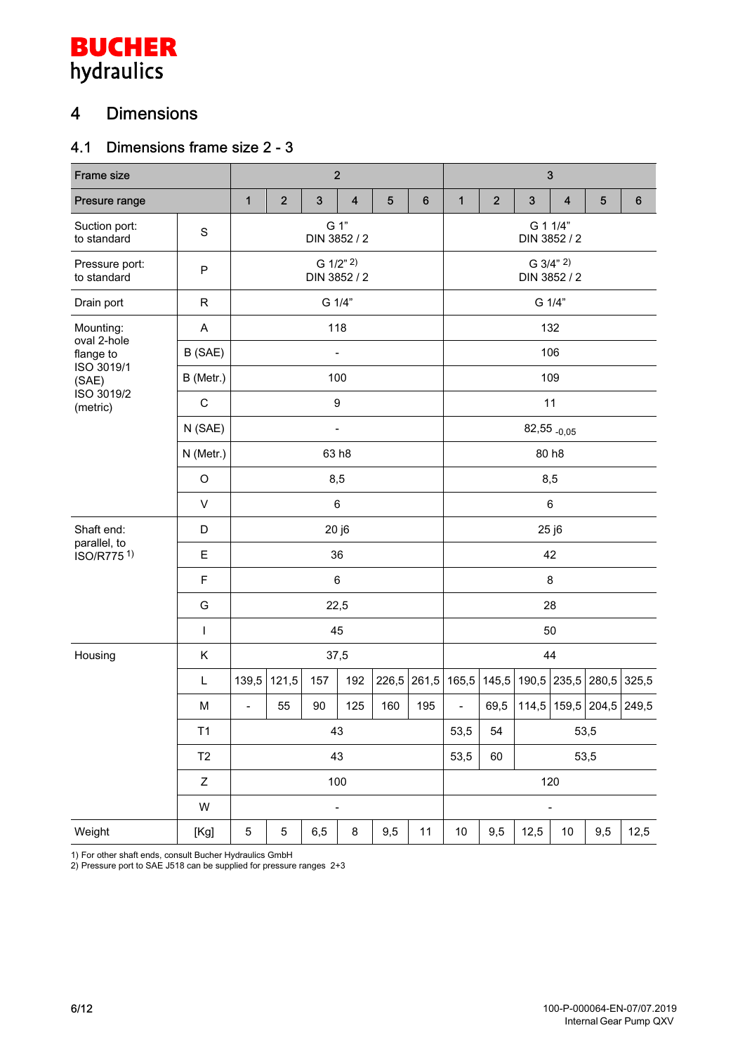# 4 Dimensions

## 4.1 Dimensions frame size 2 - 3

| Frame size | | 2 | | | | | | 3 | | | | | |
|---|---|---|---|---|---|---|---|---|---|---|---|---|---|
| Presure range | | 1 | 2 | 3 | 4 | 5 | 6 | 1 | 2 | 3 | 4 | 5 | 6 |
| Suction port: to standard | S | G 1" DIN 3852 / 2 | | | | | | G 1 1/4" DIN 3852 / 2 | | | | | |
| Pressure port: to standard | P | G 1/2" [2) ] DIN 3852 / 2 | | | | | | G 3/4" [2) ] DIN 3852 / 2 | | | | | |
| Drain port | R | G 1/4" | | | | | | G 1/4" | | | | | |
| Mounting: oval 2-hole flange to ISO 3019/1 (SAE) ISO 3019/2 (metric) | A | 118 | | | | | | 132 | | | | | |
| | B (SAE) | - | | | | | | 106 | | | | | |
| | B (Metr.) | 100 | | | | | | 109 | | | | | |
| | C | 9 | | | | | | 11 | | | | | |
| | N (SAE) | - | | | | | | $82{,}55_{-0{,}05}$ | | | | | |
| | N (Metr.) | 63 h8 | | | | | | 80 h8 | | | | | |
| | O | 8,5 | | | | | | 8,5 | | | | | |
| | V | 6 | | | | | | 6 | | | | | |
| Shaft end: parallel, to ISO/R775 [1)] | D | 20 j6 | | | | | | 25 j6 | | | | | |
| | E | 36 | | | | | | 42 | | | | | |
| | F | 6 | | | | | | 8 | | | | | |
| | G | 22,5 | | | | | | 28 | | | | | |
| | I | 45 | | | | | | 50 | | | | | |
| Housing | K | 37,5 | | | | | | 44 | | | | | |
| | L | 139,5 | 121,5 | 157 | 192 | 226,5 | 261,5 | 165,5 | 145,5 | 190,5 | 235,5 | 280,5 | 325,5 |
| | M | - | 55 | 90 | 125 | 160 | 195 | - | 69,5 | 114,5 | 159,5 | 204,5 | 249,5 |
| | T1 | 43 | | | | | | 53,5 | 54 | 53,5 | | | |
| | T2 | 43 | | | | | | 53,5 | 60 | 53,5 | | | |
| | Z | 100 | | | | | | 120 | | | | | |
| | W | - | | | | | | - | | | | | |
| Weight | [Kg] | 5 | 5 | 6,5 | 8 | 9,5 | 11 | 10 | 9,5 | 12,5 | 10 | 9,5 | 12,5 |

1) For other shaft ends, consult Bucher Hydraulics GmbH
2) Pressure port to SAE J518 can be supplied for pressure ranges 2+3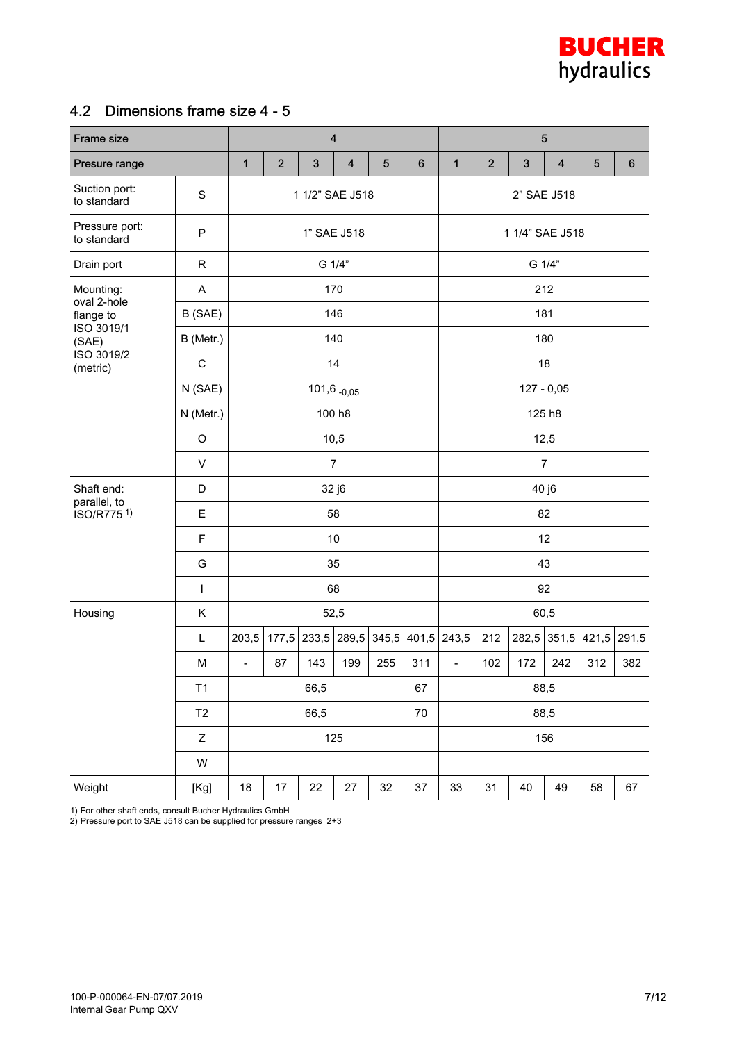## 4.2 Dimensions frame size 4 - 5

| Frame size | | 4 | | | | | | 5 | | | | | |
|---|---|---|---|---|---|---|---|---|---|---|---|---|---|
| Presure range | | 1 | 2 | 3 | 4 | 5 | 6 | 1 | 2 | 3 | 4 | 5 | 6 |
| Suction port: to standard | S | 1 1/2" SAE J518 | | | | | | 2" SAE J518 | | | | | |
| Pressure port: to standard | P | 1" SAE J518 | | | | | | 1 1/4" SAE J518 | | | | | |
| Drain port | R | G 1/4" | | | | | | G 1/4" | | | | | |
| Mounting: oval 2-hole flange to ISO 3019/1 (SAE) ISO 3019/2 (metric) | A | 170 | | | | | | 212 | | | | | |
| | B (SAE) | 146 | | | | | | 181 | | | | | |
| | B (Metr.) | 140 | | | | | | 180 | | | | | |
| | C | 14 | | | | | | 18 | | | | | |
| | N (SAE) | $101{,}6_{-0{,}05}$ | | | | | | 127 - 0,05 | | | | | |
| | N (Metr.) | 100 h8 | | | | | | 125 h8 | | | | | |
| | O | 10,5 | | | | | | 12,5 | | | | | |
| | V | 7 | | | | | | 7 | | | | | |
| Shaft end: parallel, to ISO/R775 [1)] | D | 32 j6 | | | | | | 40 j6 | | | | | |
| | E | 58 | | | | | | 82 | | | | | |
| | F | 10 | | | | | | 12 | | | | | |
| | G | 35 | | | | | | 43 | | | | | |
| | I | 68 | | | | | | 92 | | | | | |
| Housing | K | 52,5 | | | | | | 60,5 | | | | | |
| | L | 203,5 | 177,5 | 233,5 | 289,5 | 345,5 | 401,5 | 243,5 | 212 | 282,5 | 351,5 | 421,5 | 291,5 |
| | M | - | 87 | 143 | 199 | 255 | 311 | - | 102 | 172 | 242 | 312 | 382 |
| | T1 | 66,5 | | | | | 67 | 88,5 | | | | | |
| | T2 | 66,5 | | | | | 70 | 88,5 | | | | | |
| | Z | 125 | | | | | | 156 | | | | | |
| | W | | | | | | | | | | | | |
| Weight | [Kg] | 18 | 17 | 22 | 27 | 32 | 37 | 33 | 31 | 40 | 49 | 58 | 67 |

1) For other shaft ends, consult Bucher Hydraulics GmbH
2) Pressure port to SAE J518 can be supplied for pressure ranges 2+3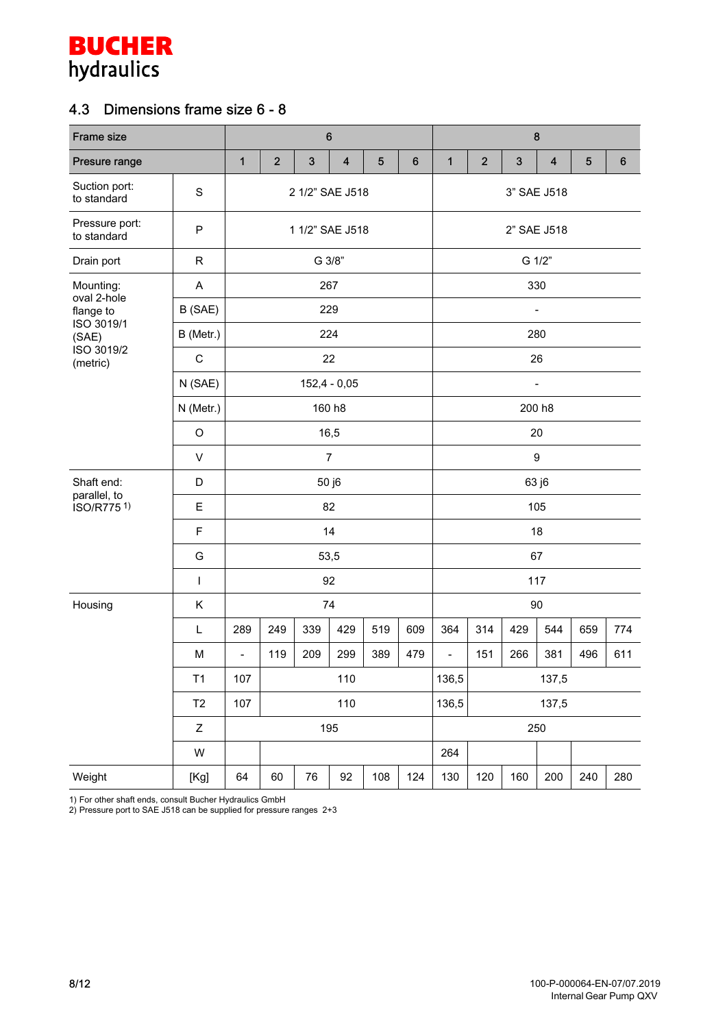## 4.3 Dimensions frame size 6 - 8

| Frame size | | 6 | | | | | | 8 | | | | | |
|---|---|---|---|---|---|---|---|---|---|---|---|---|---|
| Presure range | | 1 | 2 | 3 | 4 | 5 | 6 | 1 | 2 | 3 | 4 | 5 | 6 |
| Suction port: to standard | S | 2 1/2" SAE J518 | | | | | | 3" SAE J518 | | | | | |
| Pressure port: to standard | P | 1 1/2" SAE J518 | | | | | | 2" SAE J518 | | | | | |
| Drain port | R | G 3/8" | | | | | | G 1/2" | | | | | |
| Mounting: oval 2-hole flange to ISO 3019/1 (SAE) ISO 3019/2 (metric) | A | 267 | | | | | | 330 | | | | | |
| | B (SAE) | 229 | | | | | | - | | | | | |
| | B (Metr.) | 224 | | | | | | 280 | | | | | |
| | C | 22 | | | | | | 26 | | | | | |
| | N (SAE) | 152,4 - 0,05 | | | | | | - | | | | | |
| | N (Metr.) | 160 h8 | | | | | | 200 h8 | | | | | |
| | O | 16,5 | | | | | | 20 | | | | | |
| | V | 7 | | | | | | 9 | | | | | |
| Shaft end: parallel, to ISO/R775 [1] | D | 50 j6 | | | | | | 63 j6 | | | | | |
| | E | 82 | | | | | | 105 | | | | | |
| | F | 14 | | | | | | 18 | | | | | |
| | G | 53,5 | | | | | | 67 | | | | | |
| | I | 92 | | | | | | 117 | | | | | |
| Housing | K | 74 | | | | | | 90 | | | | | |
| | L | 289 | 249 | 339 | 429 | 519 | 609 | 364 | 314 | 429 | 544 | 659 | 774 |
| | M | - | 119 | 209 | 299 | 389 | 479 | - | 151 | 266 | 381 | 496 | 611 |
| | T1 | 107 | 110 | | | | | 136,5 | 137,5 | | | | |
| | T2 | 107 | 110 | | | | | 136,5 | 137,5 | | | | |
| | Z | 195 | | | | | | 250 | | | | | |
| | W | | | | | | | 264 | | | | | |
| Weight | [Kg] | 64 | 60 | 76 | 92 | 108 | 124 | 130 | 120 | 160 | 200 | 240 | 280 |

1) For other shaft ends, consult Bucher Hydraulics GmbH
2) Pressure port to SAE J518 can be supplied for pressure ranges 2+3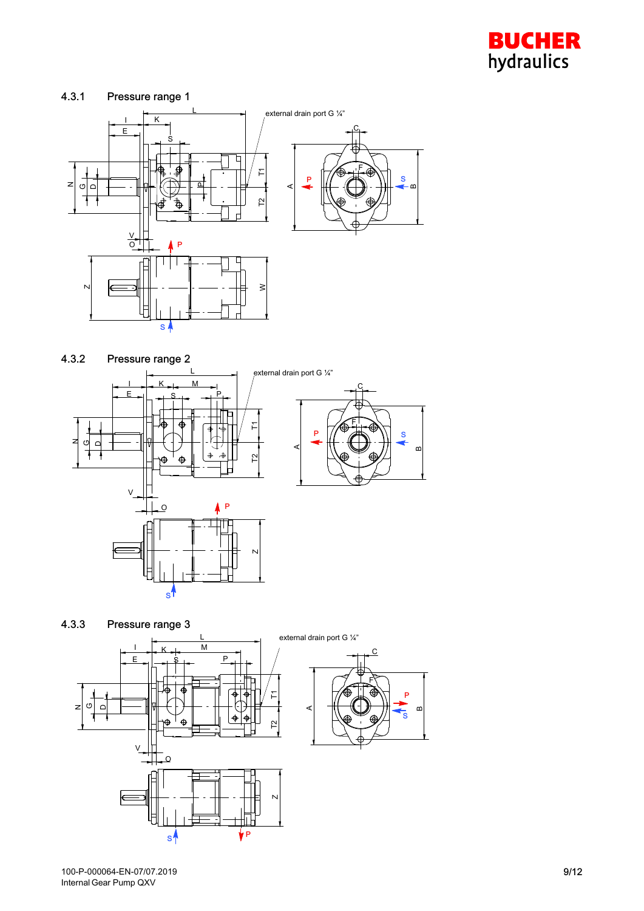### 4.3.1 Pressure range 1

external drain port G ¼"

### 4.3.2 Pressure range 2

external drain port G ¼"

### 4.3.3 Pressure range 3

external drain port G ¼"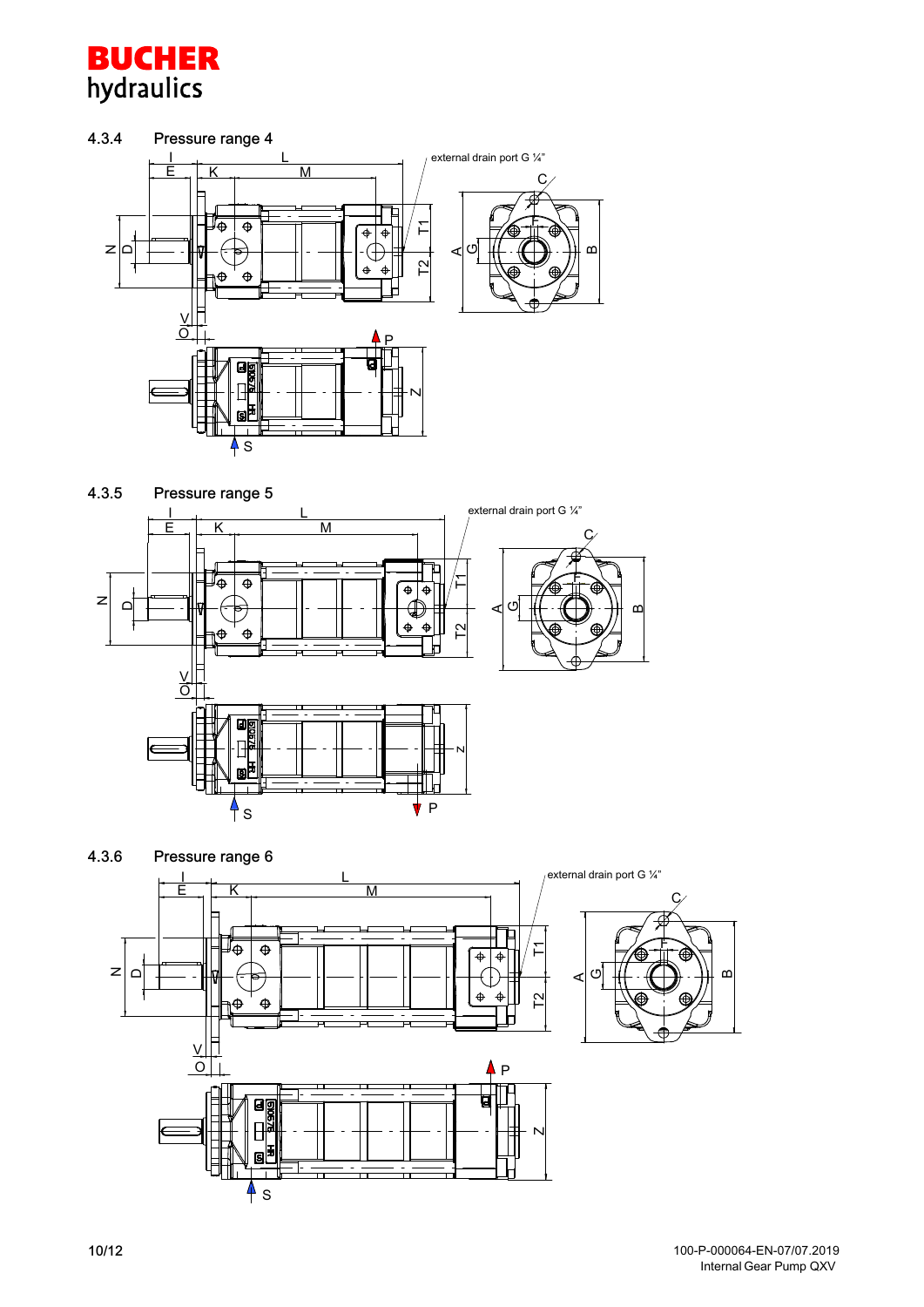#### 4.3.4 Pressure range 4

I L E K M

external drain port G ¼"

C

N D T1 T2 A G B

V O

P

Z

S

#### 4.3.5 Pressure range 5

I L E K M

external drain port G ¼"

C

N D T1 T2 A G B

V O

Z

S P

#### 4.3.6 Pressure range 6

I L E K M

external drain port G ¼"

C

N D T1 T2 A G B

V O

P

Z

S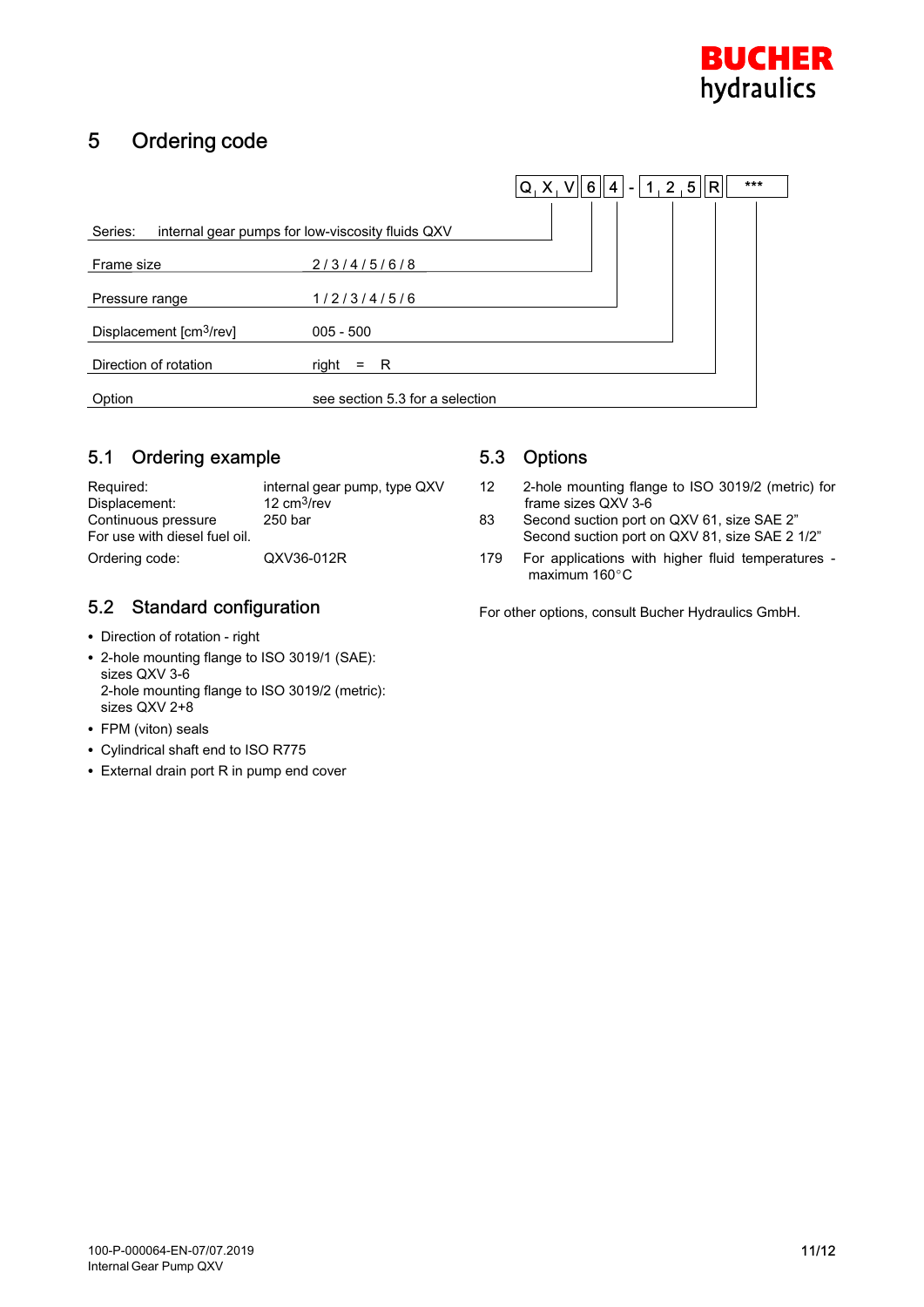# 5 Ordering code

| Q X V | 6 | 4 | - | 1 2 5 | R | *** |
|---|---|---|---|---|---|---|

| | |
|---|---|
| Series: internal gear pumps for low-viscosity fluids QXV | |
| Frame size | 2 / 3 / 4 / 5 / 6 / 8 |
| Pressure range | 1 / 2 / 3 / 4 / 5 / 6 |
| Displacement [cm³/rev] | 005 - 500 |
| Direction of rotation | right = R |
| Option | see section 5.3 for a selection |

## 5.1 Ordering example

| | |
|---|---|
| Required: | internal gear pump, type QXV |
| Displacement: | 12 cm³/rev |
| Continuous pressure | 250 bar |
| For use with diesel fuel oil. | |
| Ordering code: | QXV36-012R |

## 5.2 Standard configuration

- Direction of rotation - right
- 2-hole mounting flange to ISO 3019/1 (SAE): sizes QXV 3-6
  2-hole mounting flange to ISO 3019/2 (metric): sizes QXV 2+8
- FPM (viton) seals
- Cylindrical shaft end to ISO R775
- External drain port R in pump end cover

## 5.3 Options

| | |
|---|---|
| 12 | 2-hole mounting flange to ISO 3019/2 (metric) for frame sizes QXV 3-6 |
| 83 | Second suction port on QXV 61, size SAE 2" Second suction port on QXV 81, size SAE 2 1/2" |
| 179 | For applications with higher fluid temperatures - maximum 160°C |

For other options, consult Bucher Hydraulics GmbH.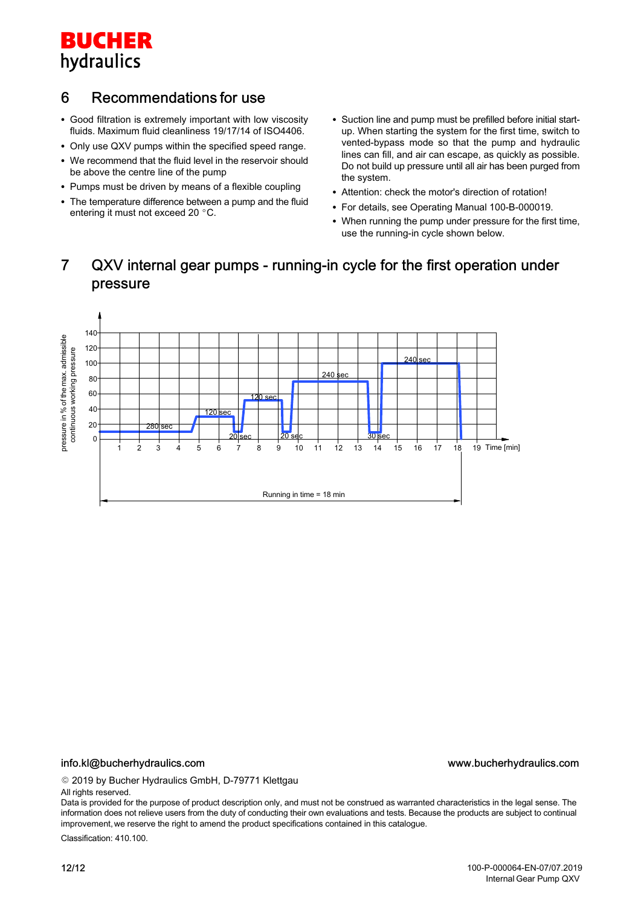BUCHER
hydraulics

## 6 Recommendations for use

- Good filtration is extremely important with low viscosity fluids. Maximum fluid cleanliness 19/17/14 of ISO4406.
- Only use QXV pumps within the specified speed range.
- We recommend that the fluid level in the reservoir should be above the centre line of the pump
- Pumps must be driven by means of a flexible coupling
- The temperature difference between a pump and the fluid entering it must not exceed 20 °C.
- Suction line and pump must be prefilled before initial start-up. When starting the system for the first time, switch to vented-bypass mode so that the pump and hydraulic lines can fill, and air can escape, as quickly as possible. Do not build up pressure until all air has been purged from the system.
- Attention: check the motor's direction of rotation!
- For details, see Operating Manual 100-B-000019.
- When running the pump under pressure for the first time, use the running-in cycle shown below.

## 7 QXV internal gear pumps - running-in cycle for the first operation under pressure

pressure in % of the max. admissible continuous working pressure

140
120
100
80
60
40
20
0

280 sec
120 sec
20 sec
120 sec
20 sec
240 sec
30 sec
240 sec

1 2 3 4 5 6 7 8 9 10 11 12 13 14 15 16 17 18 19 Time [min]

Running in time = 18 min

info.kl@bucherhydraulics.com

www.bucherhydraulics.com

© 2019 by Bucher Hydraulics GmbH, D-79771 Klettgau
All rights reserved.
Data is provided for the purpose of product description only, and must not be construed as warranted characteristics in the legal sense. The information does not relieve users from the duty of conducting their own evaluations and tests. Because the products are subject to continual improvement, we reserve the right to amend the product specifications contained in this catalogue.

Classification: 410.100.

100-P-000064-EN-07/07.2019
Internal Gear Pump QXV